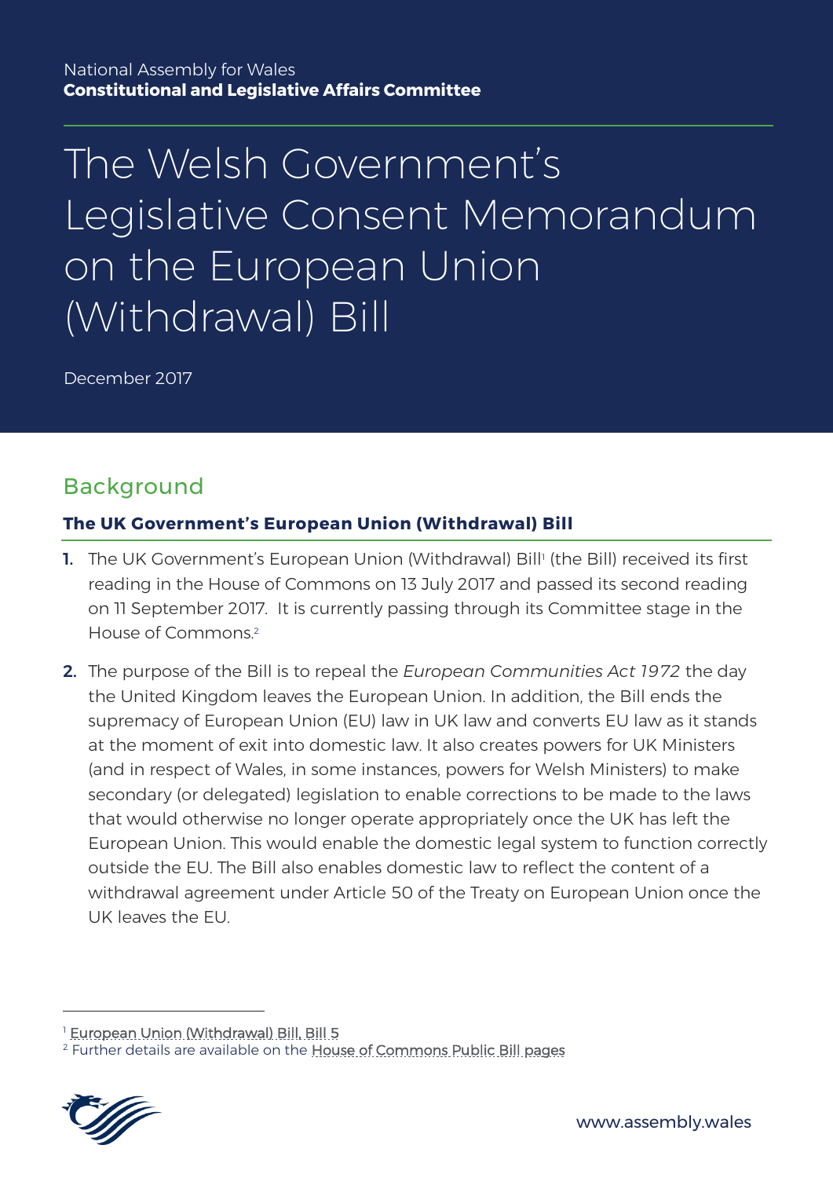National Assembly for Wales
**Constitutional and Legislative Affairs Committee**

# The Welsh Government's Legislative Consent Memorandum on the European Union (Withdrawal) Bill

December 2017

## Background

### The UK Government's European Union (Withdrawal) Bill

1. The UK Government's European Union (Withdrawal) Bill[1] (the Bill) received its first reading in the House of Commons on 13 July 2017 and passed its second reading on 11 September 2017. It is currently passing through its Committee stage in the House of Commons.[2]

2. The purpose of the Bill is to repeal the *European Communities Act 1972* the day the United Kingdom leaves the European Union. In addition, the Bill ends the supremacy of European Union (EU) law in UK law and converts EU law as it stands at the moment of exit into domestic law. It also creates powers for UK Ministers (and in respect of Wales, in some instances, powers for Welsh Ministers) to make secondary (or delegated) legislation to enable corrections to be made to the laws that would otherwise no longer operate appropriately once the UK has left the European Union. This would enable the domestic legal system to function correctly outside the EU. The Bill also enables domestic law to reflect the content of a withdrawal agreement under Article 50 of the Treaty on European Union once the UK leaves the EU.

---

[1] European Union (Withdrawal) Bill, Bill 5
[2] Further details are available on the House of Commons Public Bill pages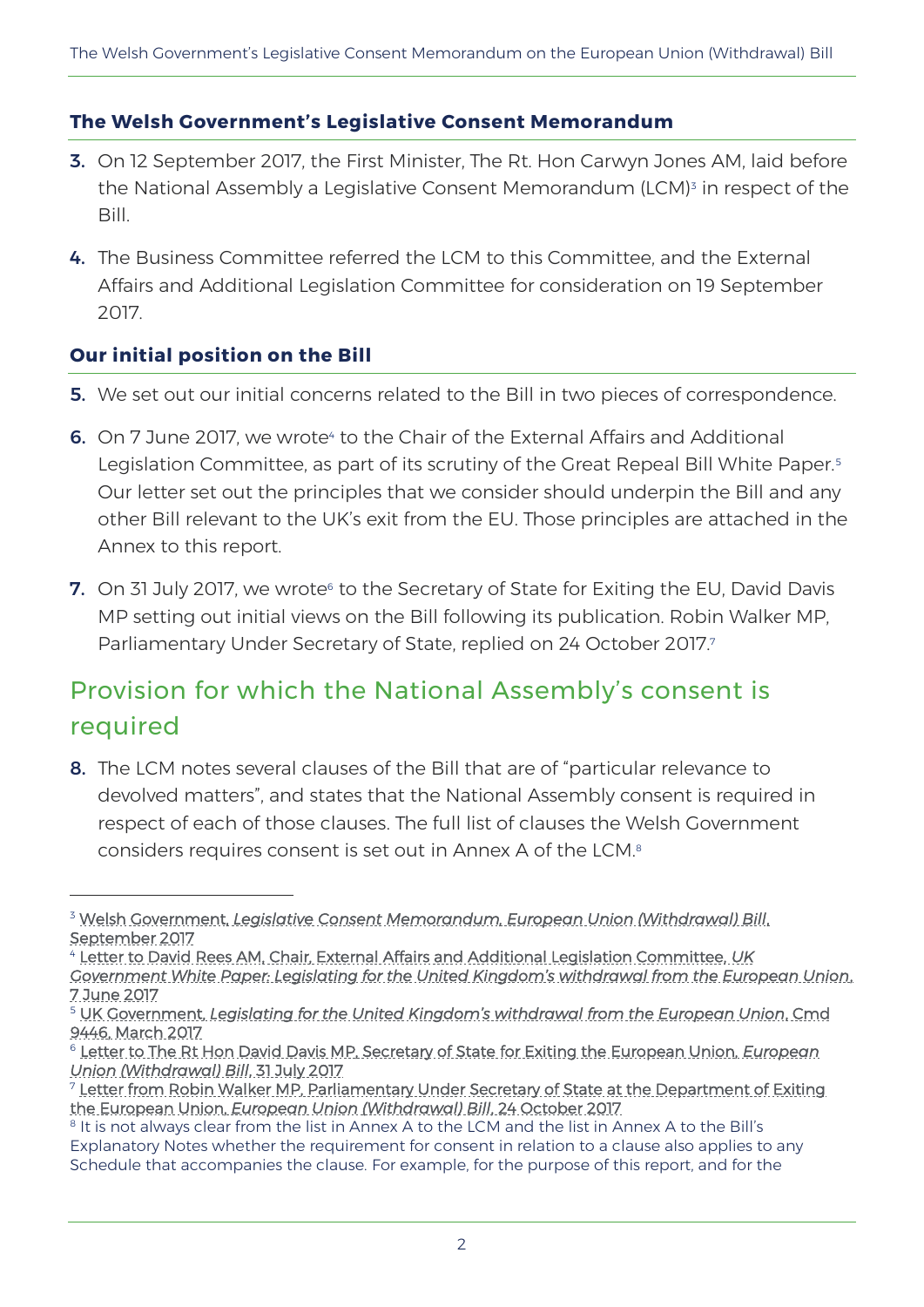### The Welsh Government's Legislative Consent Memorandum

3. On 12 September 2017, the First Minister, The Rt. Hon Carwyn Jones AM, laid before the National Assembly a Legislative Consent Memorandum (LCM)[3] in respect of the Bill.

4. The Business Committee referred the LCM to this Committee, and the External Affairs and Additional Legislation Committee for consideration on 19 September 2017.

### Our initial position on the Bill

5. We set out our initial concerns related to the Bill in two pieces of correspondence.

6. On 7 June 2017, we wrote[4] to the Chair of the External Affairs and Additional Legislation Committee, as part of its scrutiny of the Great Repeal Bill White Paper.[5] Our letter set out the principles that we consider should underpin the Bill and any other Bill relevant to the UK's exit from the EU. Those principles are attached in the Annex to this report.

7. On 31 July 2017, we wrote[6] to the Secretary of State for Exiting the EU, David Davis MP setting out initial views on the Bill following its publication. Robin Walker MP, Parliamentary Under Secretary of State, replied on 24 October 2017.[7]

## Provision for which the National Assembly's consent is required

8. The LCM notes several clauses of the Bill that are of "particular relevance to devolved matters", and states that the National Assembly consent is required in respect of each of those clauses. The full list of clauses the Welsh Government considers requires consent is set out in Annex A of the LCM.[8]

---

[3] Welsh Government, *Legislative Consent Memorandum, European Union (Withdrawal) Bill*, September 2017

[4] Letter to David Rees AM, Chair, External Affairs and Additional Legislation Committee, *UK Government White Paper: Legislating for the United Kingdom's withdrawal from the European Union*, 7 June 2017

[5] UK Government, *Legislating for the United Kingdom's withdrawal from the European Union*, Cmd 9446, March 2017

[6] Letter to The Rt Hon David Davis MP, Secretary of State for Exiting the European Union, *European Union (Withdrawal) Bill*, 31 July 2017

[7] Letter from Robin Walker MP, Parliamentary Under Secretary of State at the Department of Exiting the European Union, *European Union (Withdrawal) Bill*, 24 October 2017

[8] It is not always clear from the list in Annex A to the LCM and the list in Annex A to the Bill's Explanatory Notes whether the requirement for consent in relation to a clause also applies to any Schedule that accompanies the clause. For example, for the purpose of this report, and for the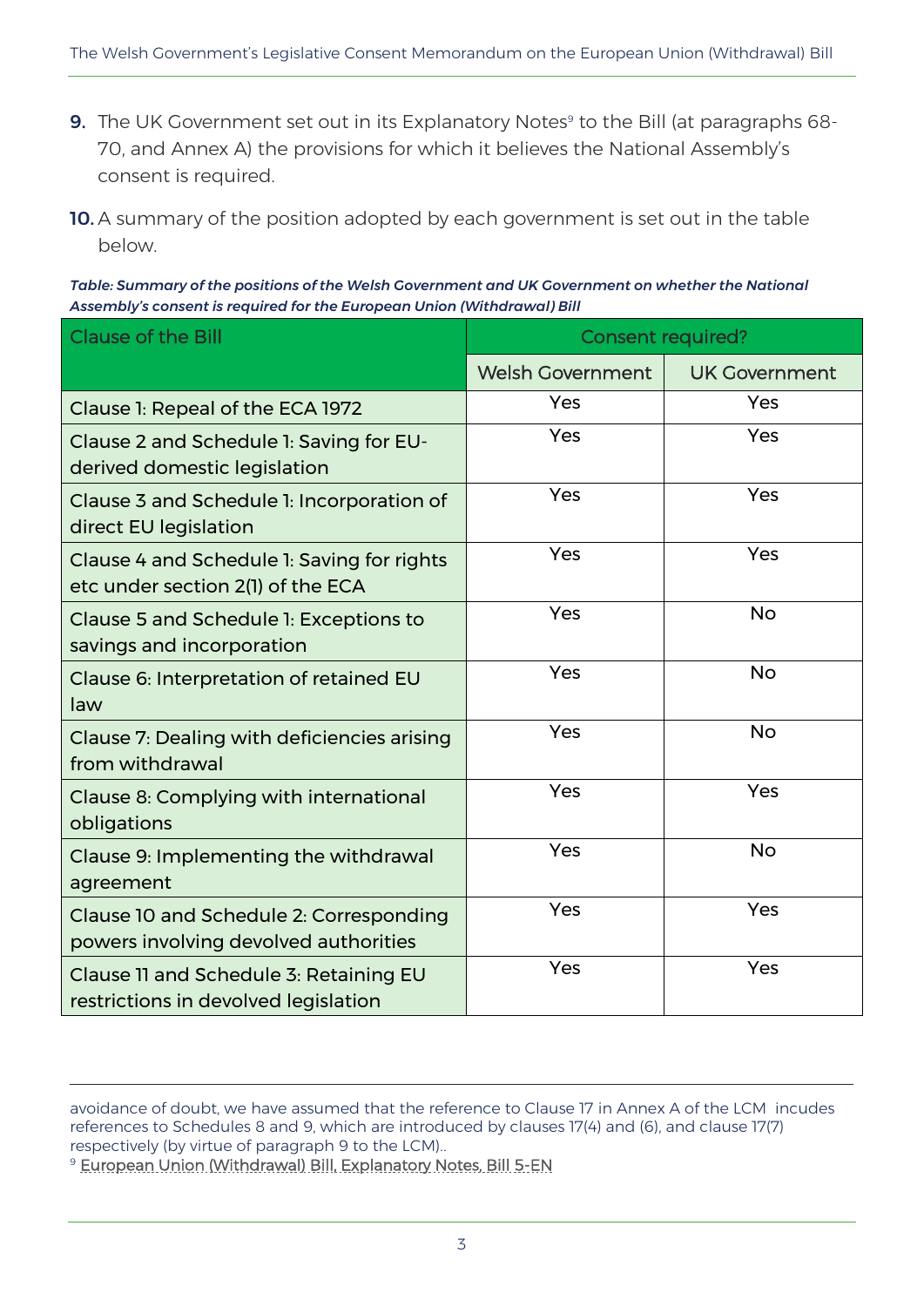9. The UK Government set out in its Explanatory Notes[9] to the Bill (at paragraphs 68-70, and Annex A) the provisions for which it believes the National Assembly's consent is required.

10. A summary of the position adopted by each government is set out in the table below.

***Table: Summary of the positions of the Welsh Government and UK Government on whether the National Assembly's consent is required for the European Union (Withdrawal) Bill***

| Clause of the Bill | Consent required? | |
|---|---|---|
| | Welsh Government | UK Government |
| Clause 1: Repeal of the ECA 1972 | Yes | Yes |
| Clause 2 and Schedule 1: Saving for EU-derived domestic legislation | Yes | Yes |
| Clause 3 and Schedule 1: Incorporation of direct EU legislation | Yes | Yes |
| Clause 4 and Schedule 1: Saving for rights etc under section 2(1) of the ECA | Yes | Yes |
| Clause 5 and Schedule 1: Exceptions to savings and incorporation | Yes | No |
| Clause 6: Interpretation of retained EU law | Yes | No |
| Clause 7: Dealing with deficiencies arising from withdrawal | Yes | No |
| Clause 8: Complying with international obligations | Yes | Yes |
| Clause 9: Implementing the withdrawal agreement | Yes | No |
| Clause 10 and Schedule 2: Corresponding powers involving devolved authorities | Yes | Yes |
| Clause 11 and Schedule 3: Retaining EU restrictions in devolved legislation | Yes | Yes |

avoidance of doubt, we have assumed that the reference to Clause 17 in Annex A of the LCM incudes references to Schedules 8 and 9, which are introduced by clauses 17(4) and (6), and clause 17(7) respectively (by virtue of paragraph 9 to the LCM)..

[9] European Union (Withdrawal) Bill, Explanatory Notes, Bill 5-EN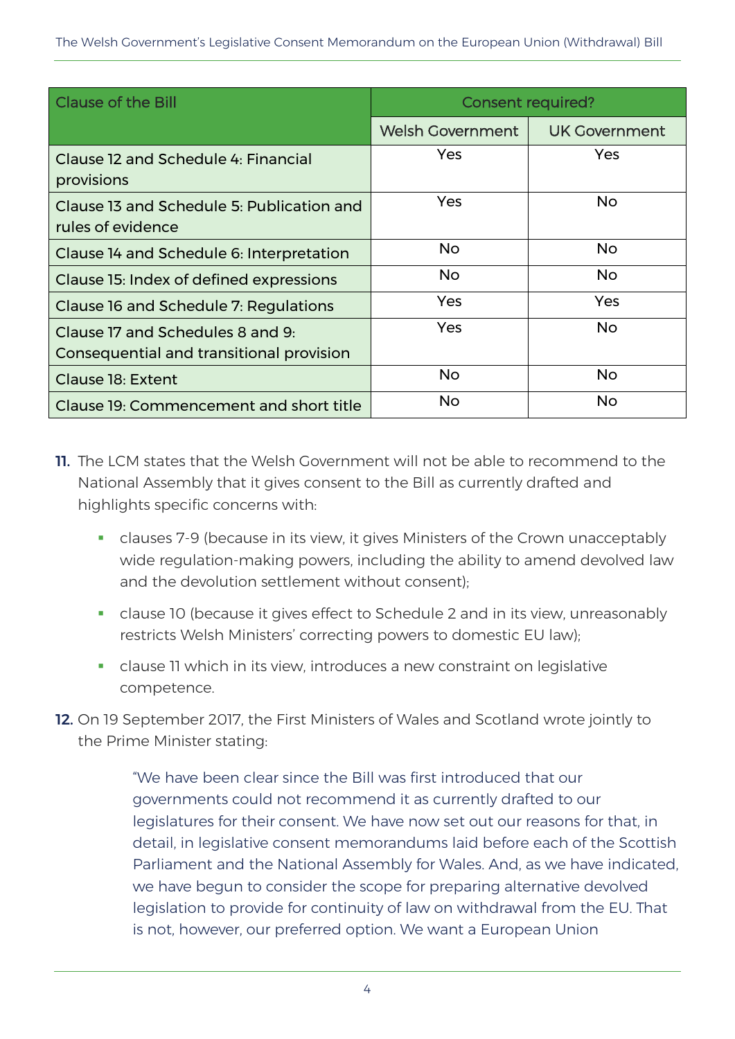| Clause of the Bill | Consent required? | |
|---|---|---|
| | Welsh Government | UK Government |
| Clause 12 and Schedule 4: Financial provisions | Yes | Yes |
| Clause 13 and Schedule 5: Publication and rules of evidence | Yes | No |
| Clause 14 and Schedule 6: Interpretation | No | No |
| Clause 15: Index of defined expressions | No | No |
| Clause 16 and Schedule 7: Regulations | Yes | Yes |
| Clause 17 and Schedules 8 and 9: Consequential and transitional provision | Yes | No |
| Clause 18: Extent | No | No |
| Clause 19: Commencement and short title | No | No |

**11.** The LCM states that the Welsh Government will not be able to recommend to the National Assembly that it gives consent to the Bill as currently drafted and highlights specific concerns with:

- clauses 7-9 (because in its view, it gives Ministers of the Crown unacceptably wide regulation-making powers, including the ability to amend devolved law and the devolution settlement without consent);
- clause 10 (because it gives effect to Schedule 2 and in its view, unreasonably restricts Welsh Ministers' correcting powers to domestic EU law);
- clause 11 which in its view, introduces a new constraint on legislative competence.

**12.** On 19 September 2017, the First Ministers of Wales and Scotland wrote jointly to the Prime Minister stating:

> "We have been clear since the Bill was first introduced that our governments could not recommend it as currently drafted to our legislatures for their consent. We have now set out our reasons for that, in detail, in legislative consent memorandums laid before each of the Scottish Parliament and the National Assembly for Wales. And, as we have indicated, we have begun to consider the scope for preparing alternative devolved legislation to provide for continuity of law on withdrawal from the EU. That is not, however, our preferred option. We want a European Union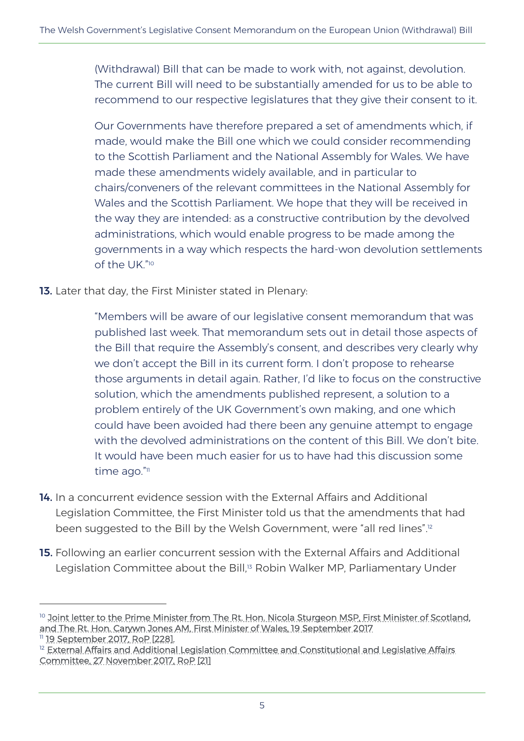> (Withdrawal) Bill that can be made to work with, not against, devolution. The current Bill will need to be substantially amended for us to be able to recommend to our respective legislatures that they give their consent to it.
>
> Our Governments have therefore prepared a set of amendments which, if made, would make the Bill one which we could consider recommending to the Scottish Parliament and the National Assembly for Wales. We have made these amendments widely available, and in particular to chairs/conveners of the relevant committees in the National Assembly for Wales and the Scottish Parliament. We hope that they will be received in the way they are intended: as a constructive contribution by the devolved administrations, which would enable progress to be made among the governments in a way which respects the hard-won devolution settlements of the UK."[10]

**13.** Later that day, the First Minister stated in Plenary:

> "Members will be aware of our legislative consent memorandum that was published last week. That memorandum sets out in detail those aspects of the Bill that require the Assembly's consent, and describes very clearly why we don't accept the Bill in its current form. I don't propose to rehearse those arguments in detail again. Rather, I'd like to focus on the constructive solution, which the amendments published represent, a solution to a problem entirely of the UK Government's own making, and one which could have been avoided had there been any genuine attempt to engage with the devolved administrations on the content of this Bill. We don't bite. It would have been much easier for us to have had this discussion some time ago."[11]

**14.** In a concurrent evidence session with the External Affairs and Additional Legislation Committee, the First Minister told us that the amendments that had been suggested to the Bill by the Welsh Government, were "all red lines".[12]

**15.** Following an earlier concurrent session with the External Affairs and Additional Legislation Committee about the Bill,[13] Robin Walker MP, Parliamentary Under

---

[10] Joint letter to the Prime Minister from The Rt. Hon. Nicola Sturgeon MSP, First Minister of Scotland, and The Rt. Hon. Carwyn Jones AM, First Minister of Wales, 19 September 2017

[11] 19 September 2017, RoP [228].

[12] External Affairs and Additional Legislation Committee and Constitutional and Legislative Affairs Committee, 27 November 2017, RoP [21]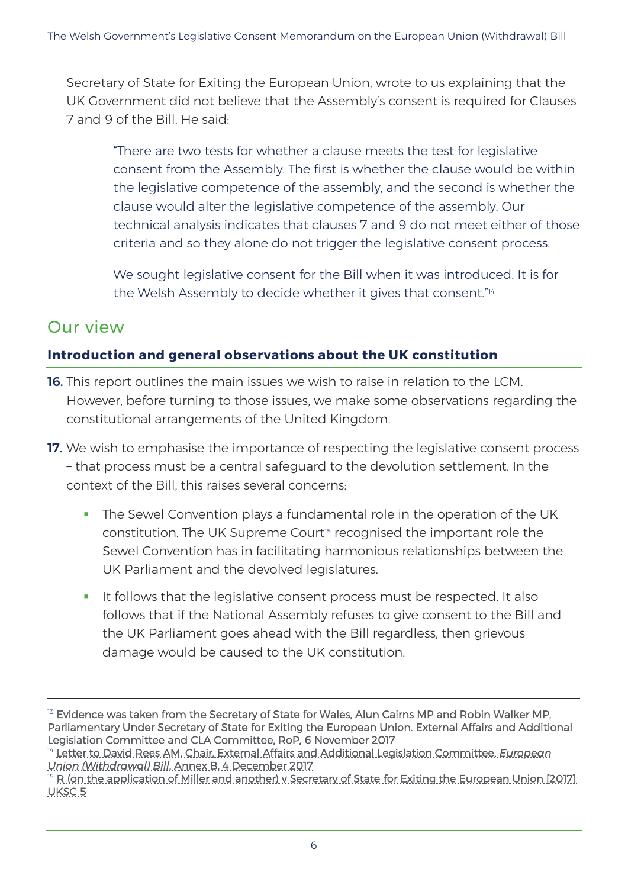Secretary of State for Exiting the European Union, wrote to us explaining that the UK Government did not believe that the Assembly's consent is required for Clauses 7 and 9 of the Bill. He said:

> "There are two tests for whether a clause meets the test for legislative consent from the Assembly. The first is whether the clause would be within the legislative competence of the assembly, and the second is whether the clause would alter the legislative competence of the assembly. Our technical analysis indicates that clauses 7 and 9 do not meet either of those criteria and so they alone do not trigger the legislative consent process.
>
> We sought legislative consent for the Bill when it was introduced. It is for the Welsh Assembly to decide whether it gives that consent."[14]

## Our view

### Introduction and general observations about the UK constitution

**16.** This report outlines the main issues we wish to raise in relation to the LCM. However, before turning to those issues, we make some observations regarding the constitutional arrangements of the United Kingdom.

**17.** We wish to emphasise the importance of respecting the legislative consent process – that process must be a central safeguard to the devolution settlement. In the context of the Bill, this raises several concerns:

- The Sewel Convention plays a fundamental role in the operation of the UK constitution. The UK Supreme Court[15] recognised the important role the Sewel Convention has in facilitating harmonious relationships between the UK Parliament and the devolved legislatures.
- It follows that the legislative consent process must be respected. It also follows that if the National Assembly refuses to give consent to the Bill and the UK Parliament goes ahead with the Bill regardless, then grievous damage would be caused to the UK constitution.

---

[13] Evidence was taken from the Secretary of State for Wales, Alun Cairns MP and Robin Walker MP, Parliamentary Under Secretary of State for Exiting the European Union. External Affairs and Additional Legislation Committee and CLA Committee, RoP, 6 November 2017

[14] Letter to David Rees AM, Chair, External Affairs and Additional Legislation Committee, *European Union (Withdrawal) Bill*, Annex B, 4 December 2017

[15] R (on the application of Miller and another) v Secretary of State for Exiting the European Union [2017] UKSC 5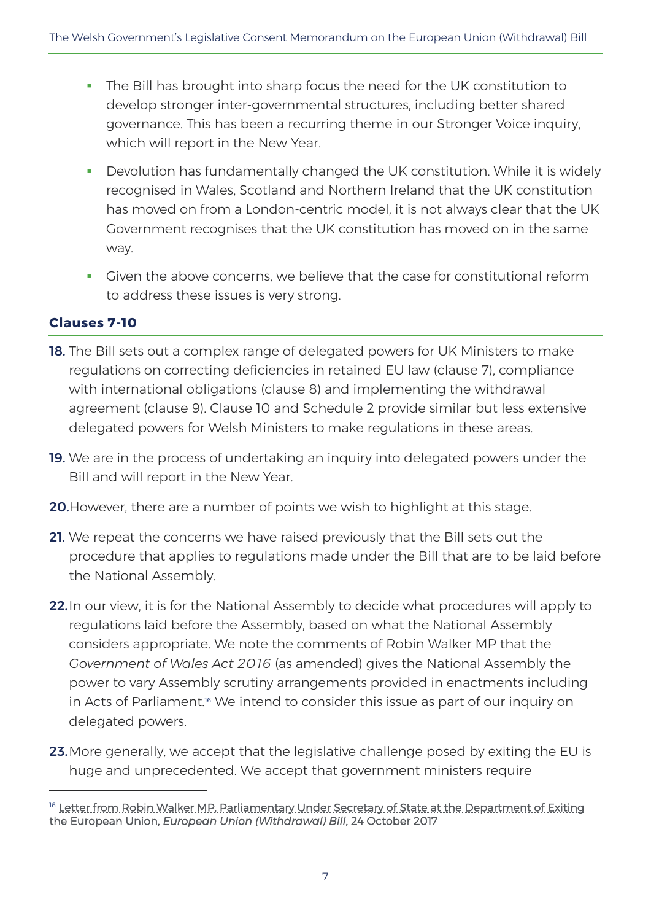- The Bill has brought into sharp focus the need for the UK constitution to develop stronger inter-governmental structures, including better shared governance. This has been a recurring theme in our Stronger Voice inquiry, which will report in the New Year.
- Devolution has fundamentally changed the UK constitution. While it is widely recognised in Wales, Scotland and Northern Ireland that the UK constitution has moved on from a London-centric model, it is not always clear that the UK Government recognises that the UK constitution has moved on in the same way.
- Given the above concerns, we believe that the case for constitutional reform to address these issues is very strong.

## Clauses 7-10

**18.** The Bill sets out a complex range of delegated powers for UK Ministers to make regulations on correcting deficiencies in retained EU law (clause 7), compliance with international obligations (clause 8) and implementing the withdrawal agreement (clause 9). Clause 10 and Schedule 2 provide similar but less extensive delegated powers for Welsh Ministers to make regulations in these areas.

**19.** We are in the process of undertaking an inquiry into delegated powers under the Bill and will report in the New Year.

**20.** However, there are a number of points we wish to highlight at this stage.

**21.** We repeat the concerns we have raised previously that the Bill sets out the procedure that applies to regulations made under the Bill that are to be laid before the National Assembly.

**22.** In our view, it is for the National Assembly to decide what procedures will apply to regulations laid before the Assembly, based on what the National Assembly considers appropriate. We note the comments of Robin Walker MP that the *Government of Wales Act 2016* (as amended) gives the National Assembly the power to vary Assembly scrutiny arrangements provided in enactments including in Acts of Parliament.[16] We intend to consider this issue as part of our inquiry on delegated powers.

**23.** More generally, we accept that the legislative challenge posed by exiting the EU is huge and unprecedented. We accept that government ministers require

---

[16] Letter from Robin Walker MP, Parliamentary Under Secretary of State at the Department of Exiting the European Union, *European Union (Withdrawal) Bill*, 24 October 2017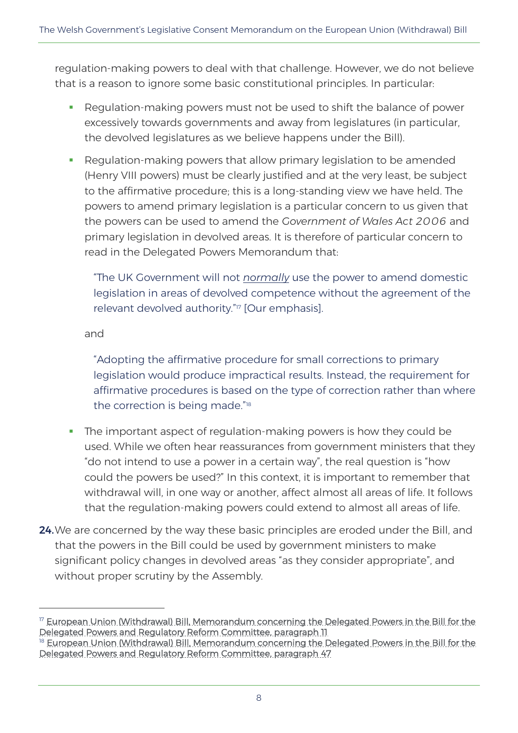regulation-making powers to deal with that challenge. However, we do not believe that is a reason to ignore some basic constitutional principles. In particular:

- Regulation-making powers must not be used to shift the balance of power excessively towards governments and away from legislatures (in particular, the devolved legislatures as we believe happens under the Bill).
- Regulation-making powers that allow primary legislation to be amended (Henry VIII powers) must be clearly justified and at the very least, be subject to the affirmative procedure; this is a long-standing view we have held. The powers to amend primary legislation is a particular concern to us given that the powers can be used to amend the *Government of Wales Act 2006* and primary legislation in devolved areas. It is therefore of particular concern to read in the Delegated Powers Memorandum that:

  > "The UK Government will not *normally* use the power to amend domestic legislation in areas of devolved competence without the agreement of the relevant devolved authority."[17] [Our emphasis].

  and

  > "Adopting the affirmative procedure for small corrections to primary legislation would produce impractical results. Instead, the requirement for affirmative procedures is based on the type of correction rather than where the correction is being made."[18]

- The important aspect of regulation-making powers is how they could be used. While we often hear reassurances from government ministers that they "do not intend to use a power in a certain way", the real question is "how could the powers be used?" In this context, it is important to remember that withdrawal will, in one way or another, affect almost all areas of life. It follows that the regulation-making powers could extend to almost all areas of life.

**24.** We are concerned by the way these basic principles are eroded under the Bill, and that the powers in the Bill could be used by government ministers to make significant policy changes in devolved areas "as they consider appropriate", and without proper scrutiny by the Assembly.

---

[17] European Union (Withdrawal) Bill, Memorandum concerning the Delegated Powers in the Bill for the Delegated Powers and Regulatory Reform Committee, paragraph 11

[18] European Union (Withdrawal) Bill, Memorandum concerning the Delegated Powers in the Bill for the Delegated Powers and Regulatory Reform Committee, paragraph 47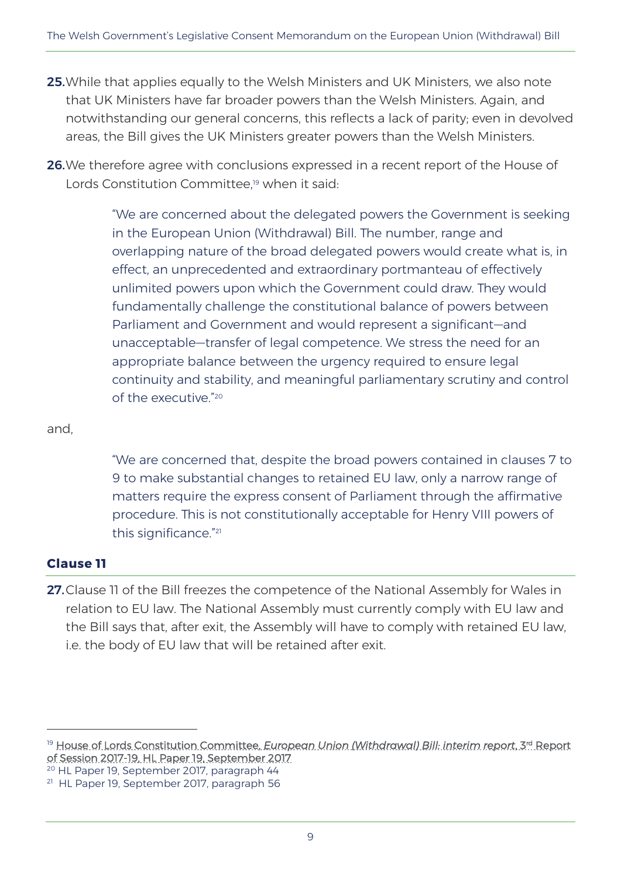**25.** While that applies equally to the Welsh Ministers and UK Ministers, we also note that UK Ministers have far broader powers than the Welsh Ministers. Again, and notwithstanding our general concerns, this reflects a lack of parity; even in devolved areas, the Bill gives the UK Ministers greater powers than the Welsh Ministers.

**26.** We therefore agree with conclusions expressed in a recent report of the House of Lords Constitution Committee,[19] when it said:

> "We are concerned about the delegated powers the Government is seeking in the European Union (Withdrawal) Bill. The number, range and overlapping nature of the broad delegated powers would create what is, in effect, an unprecedented and extraordinary portmanteau of effectively unlimited powers upon which the Government could draw. They would fundamentally challenge the constitutional balance of powers between Parliament and Government and would represent a significant—and unacceptable—transfer of legal competence. We stress the need for an appropriate balance between the urgency required to ensure legal continuity and stability, and meaningful parliamentary scrutiny and control of the executive."[20]

and,

> "We are concerned that, despite the broad powers contained in clauses 7 to 9 to make substantial changes to retained EU law, only a narrow range of matters require the express consent of Parliament through the affirmative procedure. This is not constitutionally acceptable for Henry VIII powers of this significance."[21]

### Clause 11

**27.** Clause 11 of the Bill freezes the competence of the National Assembly for Wales in relation to EU law. The National Assembly must currently comply with EU law and the Bill says that, after exit, the Assembly will have to comply with retained EU law, i.e. the body of EU law that will be retained after exit.

---

[19] House of Lords Constitution Committee, *European Union (Withdrawal) Bill: interim report*, 3rd Report of Session 2017-19, HL Paper 19, September 2017

[20] HL Paper 19, September 2017, paragraph 44

[21] HL Paper 19, September 2017, paragraph 56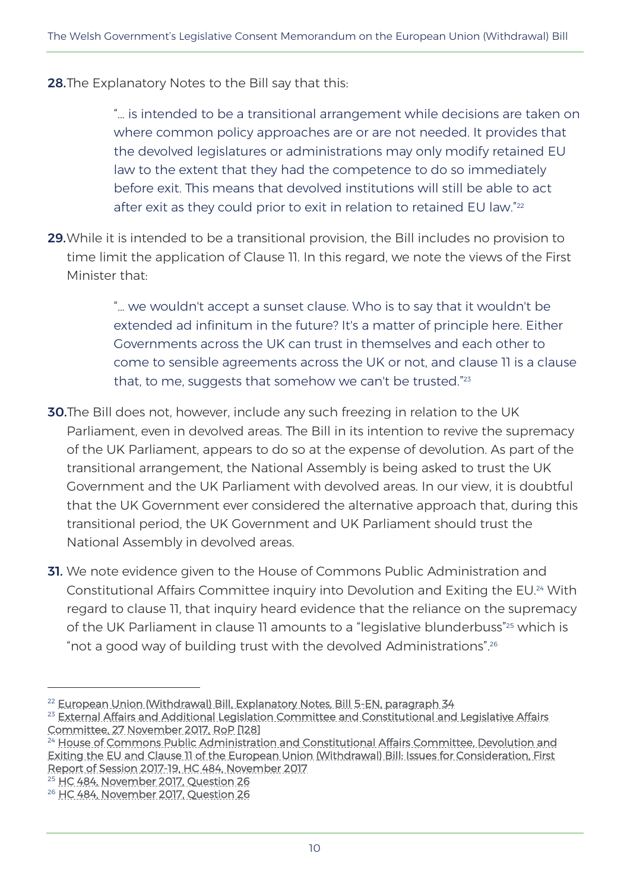**28.** The Explanatory Notes to the Bill say that this:

> "… is intended to be a transitional arrangement while decisions are taken on where common policy approaches are or are not needed. It provides that the devolved legislatures or administrations may only modify retained EU law to the extent that they had the competence to do so immediately before exit. This means that devolved institutions will still be able to act after exit as they could prior to exit in relation to retained EU law."[22]

**29.** While it is intended to be a transitional provision, the Bill includes no provision to time limit the application of Clause 11. In this regard, we note the views of the First Minister that:

> "… we wouldn't accept a sunset clause. Who is to say that it wouldn't be extended ad infinitum in the future? It's a matter of principle here. Either Governments across the UK can trust in themselves and each other to come to sensible agreements across the UK or not, and clause 11 is a clause that, to me, suggests that somehow we can't be trusted."[23]

**30.** The Bill does not, however, include any such freezing in relation to the UK Parliament, even in devolved areas. The Bill in its intention to revive the supremacy of the UK Parliament, appears to do so at the expense of devolution. As part of the transitional arrangement, the National Assembly is being asked to trust the UK Government and the UK Parliament with devolved areas. In our view, it is doubtful that the UK Government ever considered the alternative approach that, during this transitional period, the UK Government and UK Parliament should trust the National Assembly in devolved areas.

**31.** We note evidence given to the House of Commons Public Administration and Constitutional Affairs Committee inquiry into Devolution and Exiting the EU.[24] With regard to clause 11, that inquiry heard evidence that the reliance on the supremacy of the UK Parliament in clause 11 amounts to a "legislative blunderbuss"[25] which is "not a good way of building trust with the devolved Administrations".[26]

---

[22] European Union (Withdrawal) Bill, Explanatory Notes, Bill 5-EN, paragraph 34

[23] External Affairs and Additional Legislation Committee and Constitutional and Legislative Affairs Committee, 27 November 2017, RoP [128]

[24] House of Commons Public Administration and Constitutional Affairs Committee, Devolution and Exiting the EU and Clause 11 of the European Union (Withdrawal) Bill: Issues for Consideration, First Report of Session 2017-19, HC 484, November 2017

[25] HC 484, November 2017, Question 26

[26] HC 484, November 2017, Question 26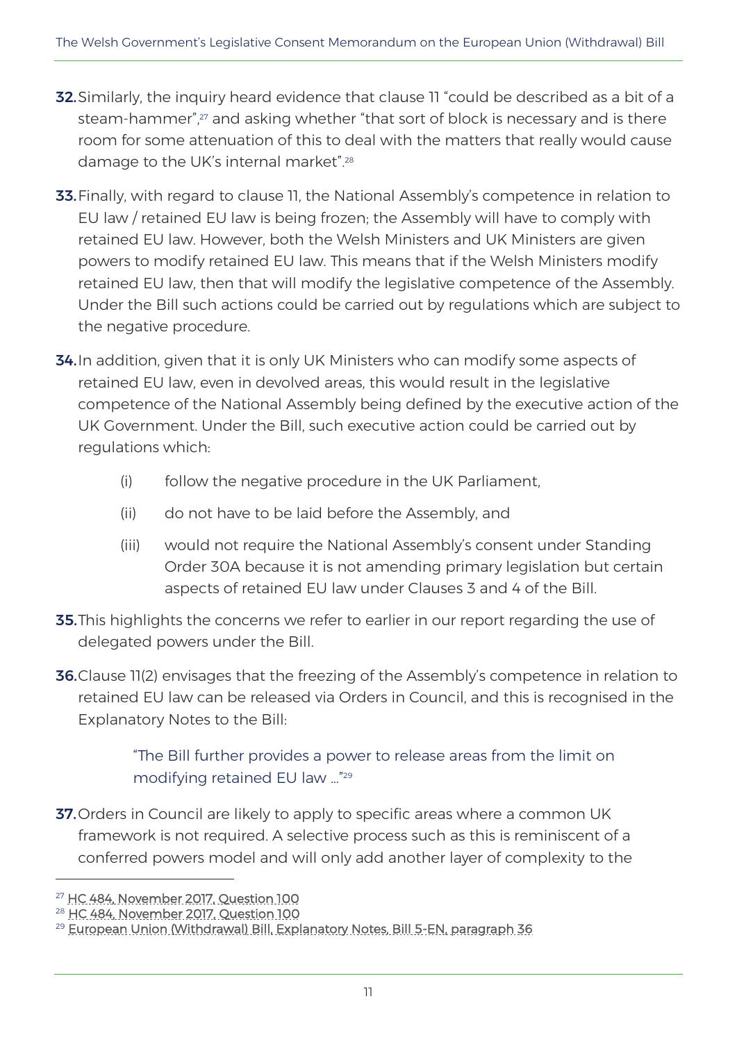**32.** Similarly, the inquiry heard evidence that clause 11 "could be described as a bit of a steam-hammer",[27] and asking whether "that sort of block is necessary and is there room for some attenuation of this to deal with the matters that really would cause damage to the UK's internal market".[28]

**33.** Finally, with regard to clause 11, the National Assembly's competence in relation to EU law / retained EU law is being frozen; the Assembly will have to comply with retained EU law. However, both the Welsh Ministers and UK Ministers are given powers to modify retained EU law. This means that if the Welsh Ministers modify retained EU law, then that will modify the legislative competence of the Assembly. Under the Bill such actions could be carried out by regulations which are subject to the negative procedure.

**34.** In addition, given that it is only UK Ministers who can modify some aspects of retained EU law, even in devolved areas, this would result in the legislative competence of the National Assembly being defined by the executive action of the UK Government. Under the Bill, such executive action could be carried out by regulations which:

(i) follow the negative procedure in the UK Parliament,

(ii) do not have to be laid before the Assembly, and

(iii) would not require the National Assembly's consent under Standing Order 30A because it is not amending primary legislation but certain aspects of retained EU law under Clauses 3 and 4 of the Bill.

**35.** This highlights the concerns we refer to earlier in our report regarding the use of delegated powers under the Bill.

**36.** Clause 11(2) envisages that the freezing of the Assembly's competence in relation to retained EU law can be released via Orders in Council, and this is recognised in the Explanatory Notes to the Bill:

> "The Bill further provides a power to release areas from the limit on modifying retained EU law …"[29]

**37.** Orders in Council are likely to apply to specific areas where a common UK framework is not required. A selective process such as this is reminiscent of a conferred powers model and will only add another layer of complexity to the

---

[27] HC 484, November 2017, Question 100

[28] HC 484, November 2017, Question 100

[29] European Union (Withdrawal) Bill, Explanatory Notes, Bill 5-EN, paragraph 36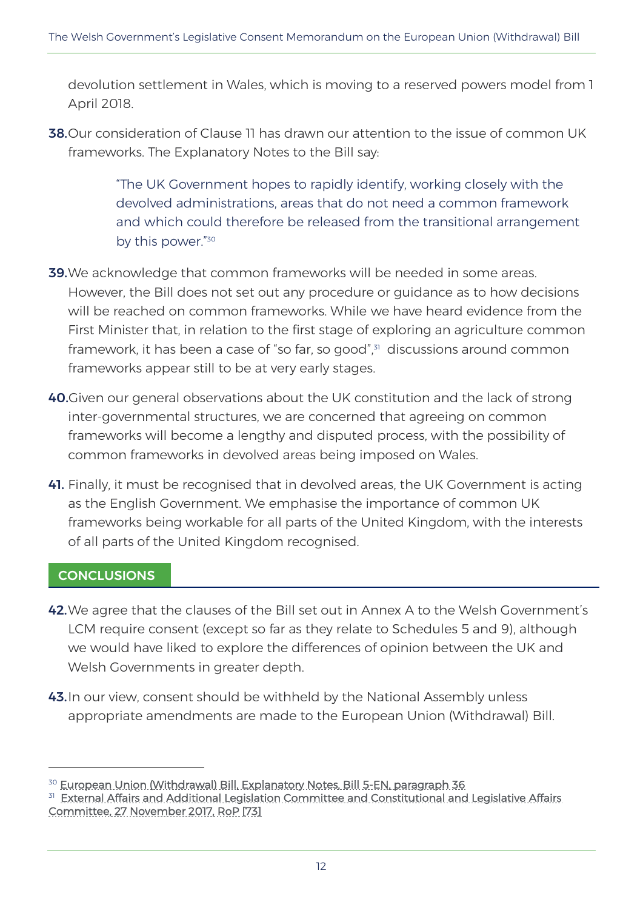devolution settlement in Wales, which is moving to a reserved powers model from 1 April 2018.

**38.** Our consideration of Clause 11 has drawn our attention to the issue of common UK frameworks. The Explanatory Notes to the Bill say:

> "The UK Government hopes to rapidly identify, working closely with the devolved administrations, areas that do not need a common framework and which could therefore be released from the transitional arrangement by this power."[30]

**39.** We acknowledge that common frameworks will be needed in some areas. However, the Bill does not set out any procedure or guidance as to how decisions will be reached on common frameworks. While we have heard evidence from the First Minister that, in relation to the first stage of exploring an agriculture common framework, it has been a case of "so far, so good",[31] discussions around common frameworks appear still to be at very early stages.

**40.** Given our general observations about the UK constitution and the lack of strong inter-governmental structures, we are concerned that agreeing on common frameworks will become a lengthy and disputed process, with the possibility of common frameworks in devolved areas being imposed on Wales.

**41.** Finally, it must be recognised that in devolved areas, the UK Government is acting as the English Government. We emphasise the importance of common UK frameworks being workable for all parts of the United Kingdom, with the interests of all parts of the United Kingdom recognised.

## CONCLUSIONS

**42.** We agree that the clauses of the Bill set out in Annex A to the Welsh Government's LCM require consent (except so far as they relate to Schedules 5 and 9), although we would have liked to explore the differences of opinion between the UK and Welsh Governments in greater depth.

**43.** In our view, consent should be withheld by the National Assembly unless appropriate amendments are made to the European Union (Withdrawal) Bill.

---

[30] European Union (Withdrawal) Bill, Explanatory Notes, Bill 5-EN, paragraph 36

[31] External Affairs and Additional Legislation Committee and Constitutional and Legislative Affairs Committee, 27 November 2017, RoP [73]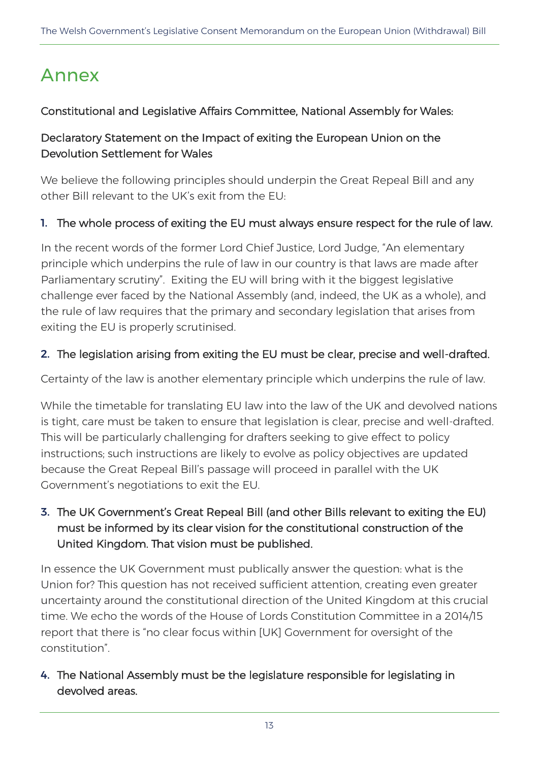# Annex

**Constitutional and Legislative Affairs Committee, National Assembly for Wales:**

**Declaratory Statement on the Impact of exiting the European Union on the Devolution Settlement for Wales**

We believe the following principles should underpin the Great Repeal Bill and any other Bill relevant to the UK's exit from the EU:

**1. The whole process of exiting the EU must always ensure respect for the rule of law.**

In the recent words of the former Lord Chief Justice, Lord Judge, "An elementary principle which underpins the rule of law in our country is that laws are made after Parliamentary scrutiny". Exiting the EU will bring with it the biggest legislative challenge ever faced by the National Assembly (and, indeed, the UK as a whole), and the rule of law requires that the primary and secondary legislation that arises from exiting the EU is properly scrutinised.

**2. The legislation arising from exiting the EU must be clear, precise and well-drafted.**

Certainty of the law is another elementary principle which underpins the rule of law.

While the timetable for translating EU law into the law of the UK and devolved nations is tight, care must be taken to ensure that legislation is clear, precise and well-drafted. This will be particularly challenging for drafters seeking to give effect to policy instructions; such instructions are likely to evolve as policy objectives are updated because the Great Repeal Bill's passage will proceed in parallel with the UK Government's negotiations to exit the EU.

**3. The UK Government's Great Repeal Bill (and other Bills relevant to exiting the EU) must be informed by its clear vision for the constitutional construction of the United Kingdom. That vision must be published.**

In essence the UK Government must publically answer the question: what is the Union for? This question has not received sufficient attention, creating even greater uncertainty around the constitutional direction of the United Kingdom at this crucial time. We echo the words of the House of Lords Constitution Committee in a 2014/15 report that there is "no clear focus within [UK] Government for oversight of the constitution".

**4. The National Assembly must be the legislature responsible for legislating in devolved areas.**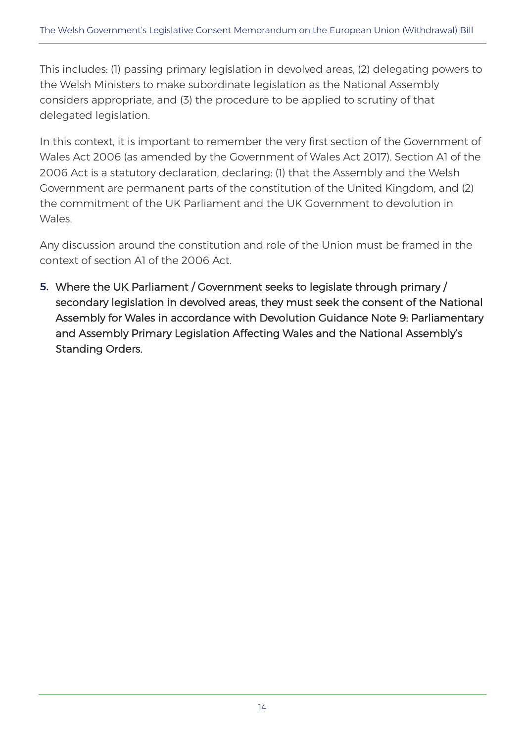This includes: (1) passing primary legislation in devolved areas, (2) delegating powers to the Welsh Ministers to make subordinate legislation as the National Assembly considers appropriate, and (3) the procedure to be applied to scrutiny of that delegated legislation.

In this context, it is important to remember the very first section of the Government of Wales Act 2006 (as amended by the Government of Wales Act 2017). Section A1 of the 2006 Act is a statutory declaration, declaring: (1) that the Assembly and the Welsh Government are permanent parts of the constitution of the United Kingdom, and (2) the commitment of the UK Parliament and the UK Government to devolution in Wales.

Any discussion around the constitution and role of the Union must be framed in the context of section A1 of the 2006 Act.

**5.** **Where the UK Parliament / Government seeks to legislate through primary / secondary legislation in devolved areas, they must seek the consent of the National Assembly for Wales in accordance with Devolution Guidance Note 9: Parliamentary and Assembly Primary Legislation Affecting Wales and the National Assembly's Standing Orders.**